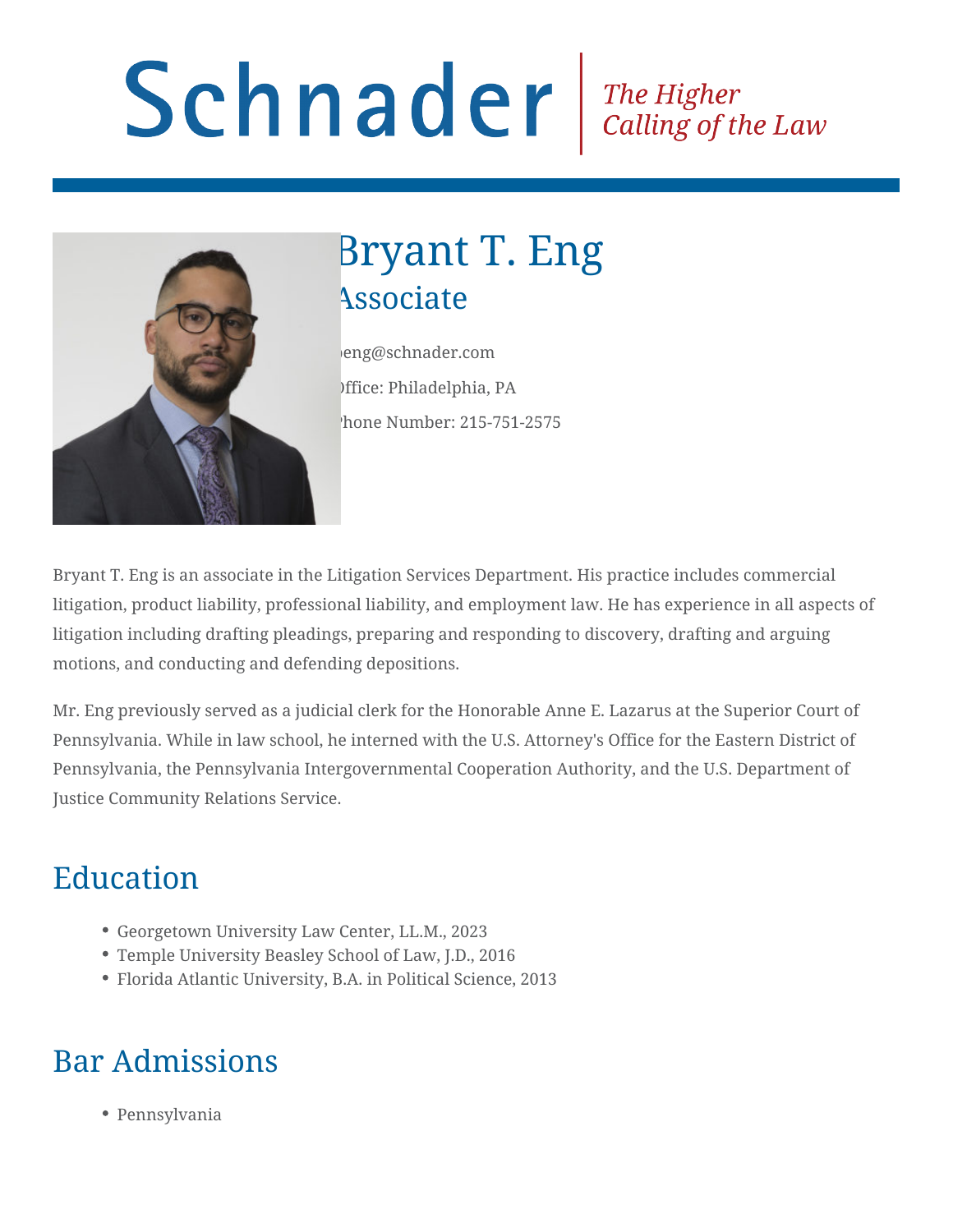# Schnader

*The Higher Calling of the Law*

# Bryant T. Eng

## Associate

beng@schnader.com

Office: Philadelphia, PA

Phone Number: 215-751-2575

Bryant T. Eng is an associate in the Litigation Services Department. His practice includes commercial litigation, product liability, professional liability, and employment law. He has experience in all aspects of litigation including drafting pleadings, preparing and responding to discovery, drafting and arguing motions, and conducting and defending depositions.

Mr. Eng previously served as a judicial clerk for the Honorable Anne E. Lazarus at the Superior Court of Pennsylvania. While in law school, he interned with the U.S. Attorney's Office for the Eastern District of Pennsylvania, the Pennsylvania Intergovernmental Cooperation Authority, and the U.S. Department of Justice Community Relations Service.

## Education

- Georgetown University Law Center, LL.M., 2023
- Temple University Beasley School of Law, J.D., 2016
- Florida Atlantic University, B.A. in Political Science, 2013

## Bar Admissions

- Pennsylvania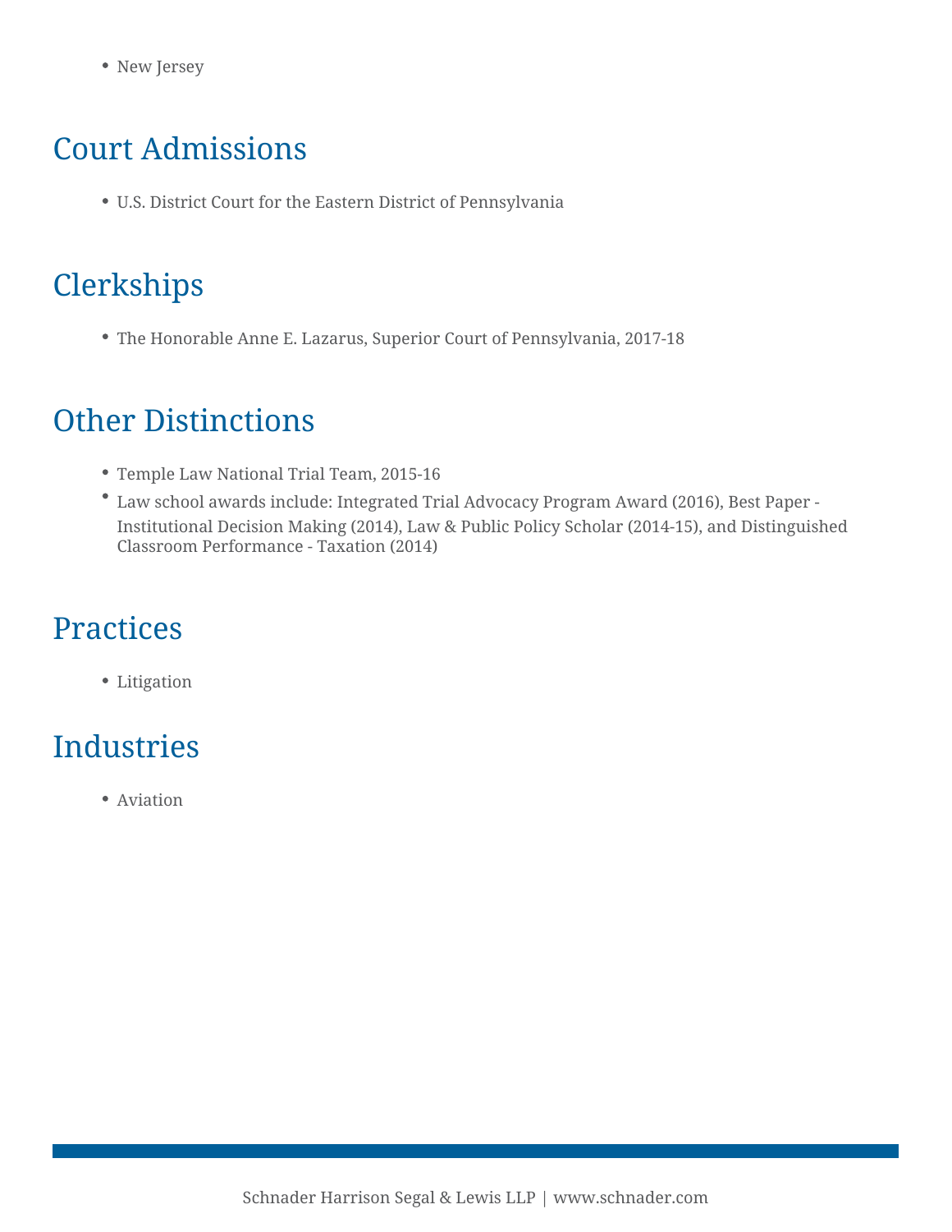- New Jersey

## Court Admissions

- U.S. District Court for the Eastern District of Pennsylvania

## Clerkships

- The Honorable Anne E. Lazarus, Superior Court of Pennsylvania, 2017-18

## Other Distinctions

- Temple Law National Trial Team, 2015-16
- Law school awards include: Integrated Trial Advocacy Program Award (2016), Best Paper - Institutional Decision Making (2014), Law & Public Policy Scholar (2014-15), and Distinguished Classroom Performance - Taxation (2014)

## Practices

- Litigation

## Industries

- Aviation